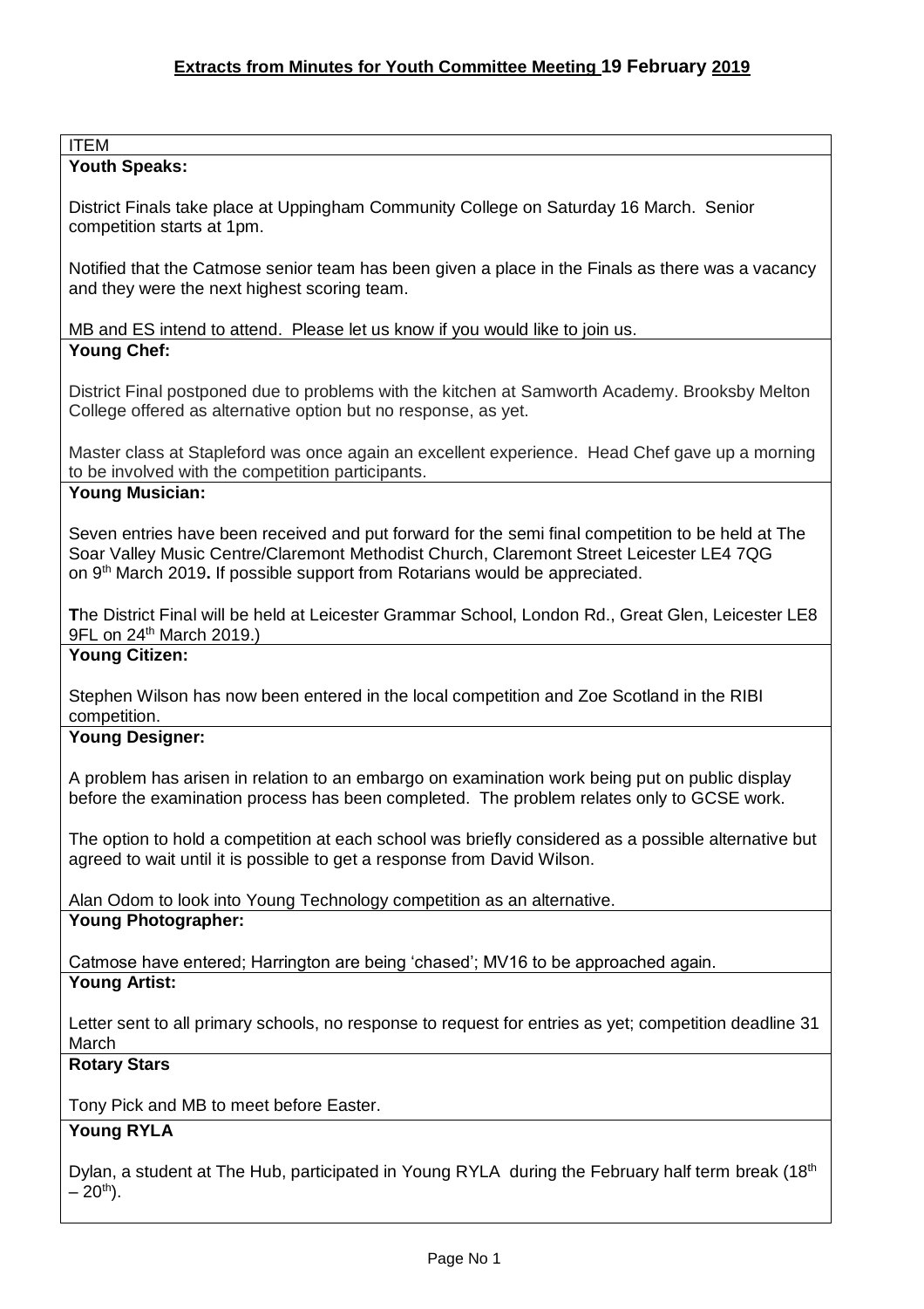# Extracts from Minutes for Youth Committee Meeting 19 February 2019

| ITEM |
|---|
| **Youth Speaks:**<br><br>District Finals take place at Uppingham Community College on Saturday 16 March. Senior competition starts at 1pm.<br><br>Notified that the Catmose senior team has been given a place in the Finals as there was a vacancy and they were the next highest scoring team.<br><br>MB and ES intend to attend. Please let us know if you would like to join us. |
| **Young Chef:**<br><br>District Final postponed due to problems with the kitchen at Samworth Academy. Brooksby Melton College offered as alternative option but no response, as yet.<br><br>Master class at Stapleford was once again an excellent experience. Head Chef gave up a morning to be involved with the competition participants. |
| **Young Musician:**<br><br>Seven entries have been received and put forward for the semi final competition to be held at The Soar Valley Music Centre/Claremont Methodist Church, Claremont Street Leicester LE4 7QG on 9th March 2019. If possible support from Rotarians would be appreciated.<br><br>**T**he District Final will be held at Leicester Grammar School, London Rd., Great Glen, Leicester LE8 9FL on 24th March 2019.) |
| **Young Citizen:**<br><br>Stephen Wilson has now been entered in the local competition and Zoe Scotland in the RIBI competition. |
| **Young Designer:**<br><br>A problem has arisen in relation to an embargo on examination work being put on public display before the examination process has been completed. The problem relates only to GCSE work.<br><br>The option to hold a competition at each school was briefly considered as a possible alternative but agreed to wait until it is possible to get a response from David Wilson.<br><br>Alan Odom to look into Young Technology competition as an alternative. |
| **Young Photographer:**<br><br>Catmose have entered; Harrington are being 'chased'; MV16 to be approached again. |
| **Young Artist:**<br><br>Letter sent to all primary schools, no response to request for entries as yet; competition deadline 31 March |
| **Rotary Stars**<br><br>Tony Pick and MB to meet before Easter. |
| **Young RYLA**<br><br>Dylan, a student at The Hub, participated in Young RYLA during the February half term break (18th – 20th). |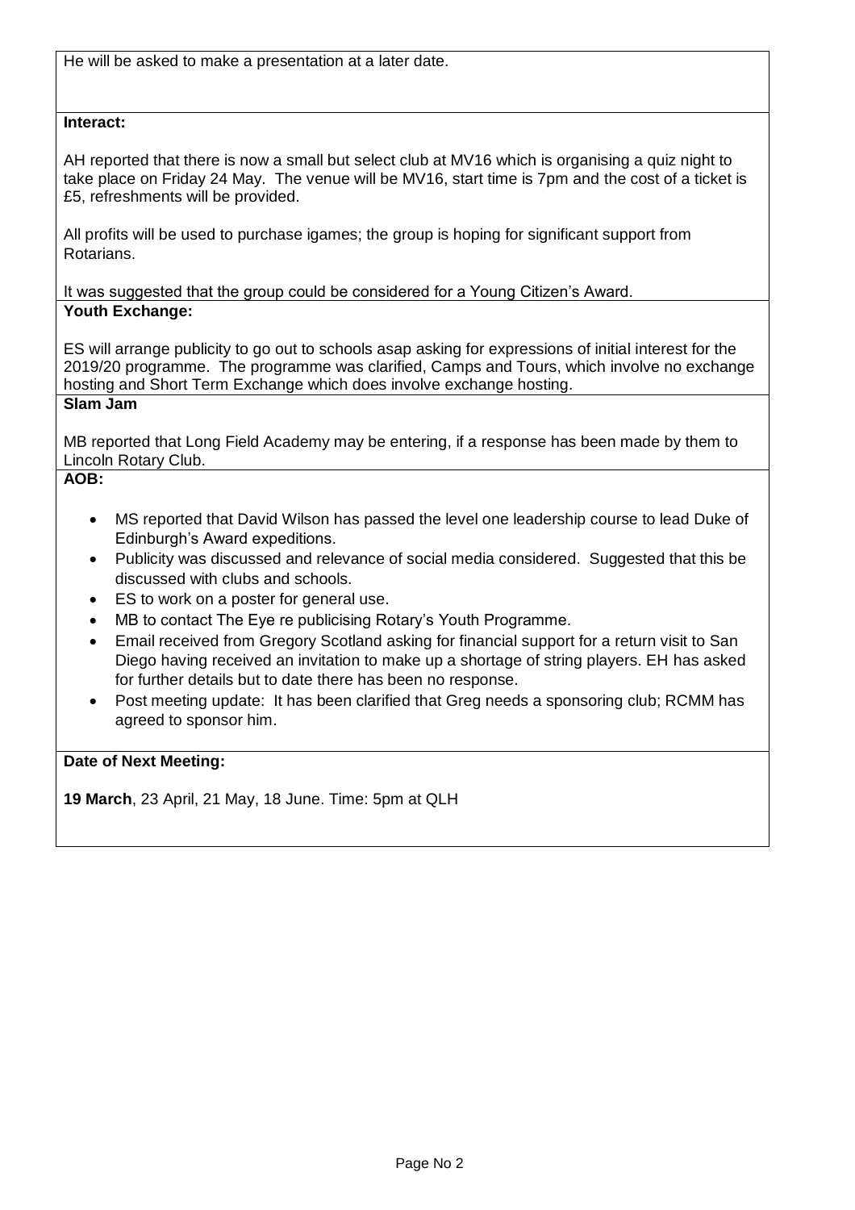He will be asked to make a presentation at a later date.

**Interact:**

AH reported that there is now a small but select club at MV16 which is organising a quiz night to take place on Friday 24 May. The venue will be MV16, start time is 7pm and the cost of a ticket is £5, refreshments will be provided.

All profits will be used to purchase igames; the group is hoping for significant support from Rotarians.

It was suggested that the group could be considered for a Young Citizen's Award.

**Youth Exchange:**

ES will arrange publicity to go out to schools asap asking for expressions of initial interest for the 2019/20 programme. The programme was clarified, Camps and Tours, which involve no exchange hosting and Short Term Exchange which does involve exchange hosting.

**Slam Jam**

MB reported that Long Field Academy may be entering, if a response has been made by them to Lincoln Rotary Club.

**AOB:**

- MS reported that David Wilson has passed the level one leadership course to lead Duke of Edinburgh's Award expeditions.
- Publicity was discussed and relevance of social media considered. Suggested that this be discussed with clubs and schools.
- ES to work on a poster for general use.
- MB to contact The Eye re publicising Rotary's Youth Programme.
- Email received from Gregory Scotland asking for financial support for a return visit to San Diego having received an invitation to make up a shortage of string players. EH has asked for further details but to date there has been no response.
- Post meeting update: It has been clarified that Greg needs a sponsoring club; RCMM has agreed to sponsor him.

**Date of Next Meeting:**

**19 March**, 23 April, 21 May, 18 June. Time: 5pm at QLH